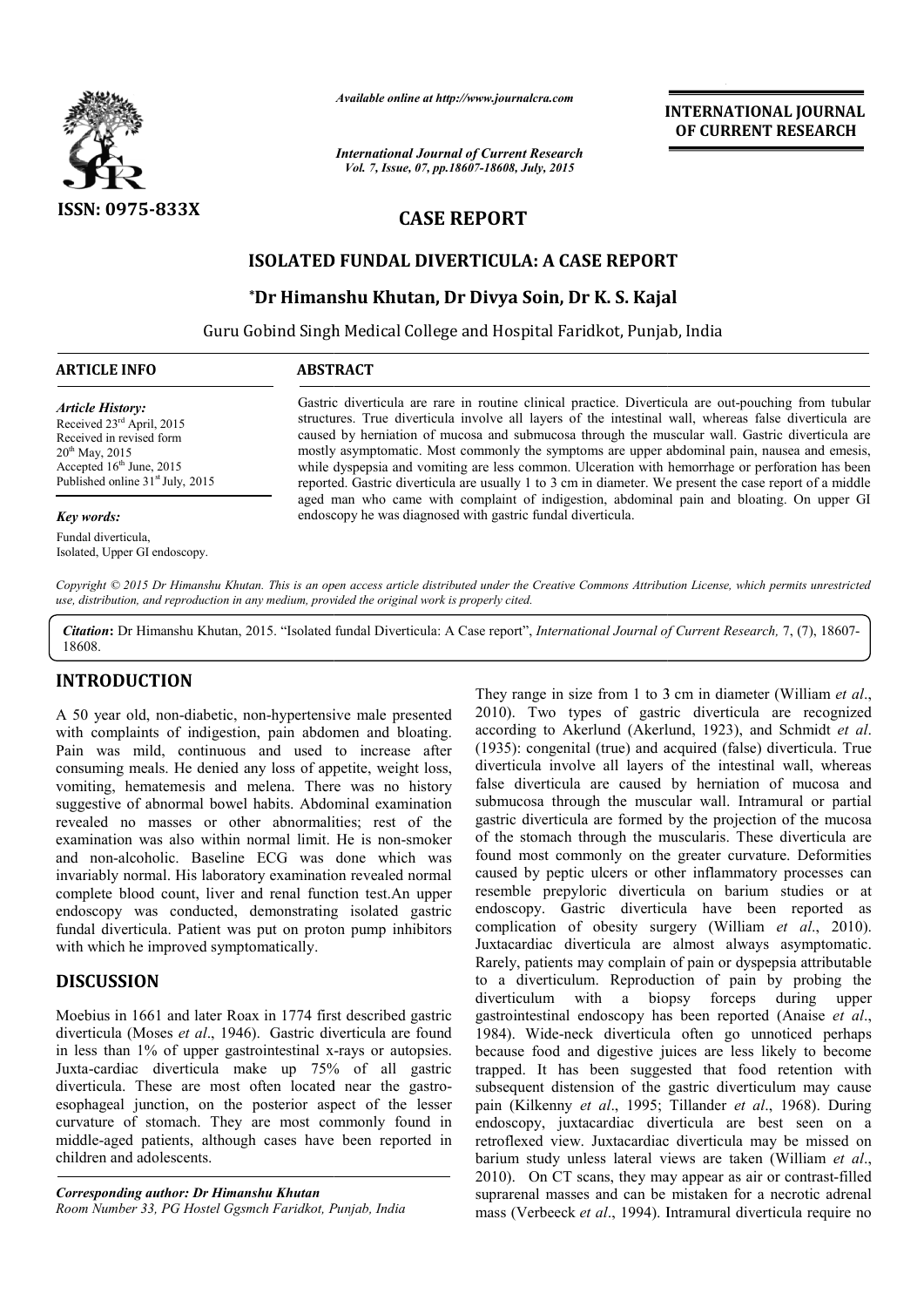ISSN: 0975-833X

*Available online at http://www.journalcra.com*

*International Journal of Current Research*
*Vol. 7, Issue, 07, pp.18607-18608, July, 2015*

**INTERNATIONAL JOURNAL OF CURRENT RESEARCH**

# CASE REPORT

## ISOLATED FUNDAL DIVERTICULA: A CASE REPORT

**\*Dr Himanshu Khutan, Dr Divya Soin, Dr K. S. Kajal**

Guru Gobind Singh Medical College and Hospital Faridkot, Punjab, India

**ARTICLE INFO**

*Article History:*
Received 23rd April, 2015
Received in revised form
20th May, 2015
Accepted 16th June, 2015
Published online 31st July, 2015

*Key words:*
Fundal diverticula,
Isolated, Upper GI endoscopy.

**ABSTRACT**

Gastric diverticula are rare in routine clinical practice. Diverticula are out-pouching from tubular structures. True diverticula involve all layers of the intestinal wall, whereas false diverticula are caused by herniation of mucosa and submucosa through the muscular wall. Gastric diverticula are mostly asymptomatic. Most commonly the symptoms are upper abdominal pain, nausea and emesis, while dyspepsia and vomiting are less common. Ulceration with hemorrhage or perforation has been reported. Gastric diverticula are usually 1 to 3 cm in diameter. We present the case report of a middle aged man who came with complaint of indigestion, abdominal pain and bloating. On upper GI endoscopy he was diagnosed with gastric fundal diverticula.

*Copyright © 2015 Dr Himanshu Khutan. This is an open access article distributed under the Creative Commons Attribution License, which permits unrestricted use, distribution, and reproduction in any medium, provided the original work is properly cited.*

***Citation*: Dr Himanshu Khutan, 2015. "Isolated fundal Diverticula: A Case report", *International Journal of Current Research*, 7, (7), 18607-18608.**

## INTRODUCTION

A 50 year old, non-diabetic, non-hypertensive male presented with complaints of indigestion, pain abdomen and bloating. Pain was mild, continuous and used to increase after consuming meals. He denied any loss of appetite, weight loss, vomiting, hematemesis and melena. There was no history suggestive of abnormal bowel habits. Abdominal examination revealed no masses or other abnormalities; rest of the examination was also within normal limit. He is non-smoker and non-alcoholic. Baseline ECG was done which was invariably normal. His laboratory examination revealed normal complete blood count, liver and renal function test.An upper endoscopy was conducted, demonstrating isolated gastric fundal diverticula. Patient was put on proton pump inhibitors with which he improved symptomatically.

## DISCUSSION

Moebius in 1661 and later Roax in 1774 first described gastric diverticula (Moses *et al*., 1946). Gastric diverticula are found in less than 1% of upper gastrointestinal x-rays or autopsies. Juxta-cardiac diverticula make up 75% of all gastric diverticula. These are most often located near the gastro-esophageal junction, on the posterior aspect of the lesser curvature of stomach. They are most commonly found in middle-aged patients, although cases have been reported in children and adolescents.

They range in size from 1 to 3 cm in diameter (William *et al*., 2010). Two types of gastric diverticula are recognized according to Akerlund (Akerlund, 1923), and Schmidt *et al*. (1935): congenital (true) and acquired (false) diverticula. True diverticula involve all layers of the intestinal wall, whereas false diverticula are caused by herniation of mucosa and submucosa through the muscular wall. Intramural or partial gastric diverticula are formed by the projection of the mucosa of the stomach through the muscularis. These diverticula are found most commonly on the greater curvature. Deformities caused by peptic ulcers or other inflammatory processes can resemble prepyloric diverticula on barium studies or at endoscopy. Gastric diverticula have been reported as complication of obesity surgery (William *et al*., 2010). Juxtacardiac diverticula are almost always asymptomatic. Rarely, patients may complain of pain or dyspepsia attributable to a diverticulum. Reproduction of pain by probing the diverticulum with a biopsy forceps during upper gastrointestinal endoscopy has been reported (Anaise *et al*., 1984). Wide-neck diverticula often go unnoticed perhaps because food and digestive juices are less likely to become trapped. It has been suggested that food retention with subsequent distension of the gastric diverticulum may cause pain (Kilkenny *et al*., 1995; Tillander *et al*., 1968). During endoscopy, juxtacardiac diverticula are best seen on a retroflexed view. Juxtacardiac diverticula may be missed on barium study unless lateral views are taken (William *et al*., 2010). On CT scans, they may appear as air or contrast-filled suprarenal masses and can be mistaken for a necrotic adrenal mass (Verbeeck *et al*., 1994). Intramural diverticula require no

***Corresponding author: Dr Himanshu Khutan***
*Room Number 33, PG Hostel Ggsmch Faridkot, Punjab, India*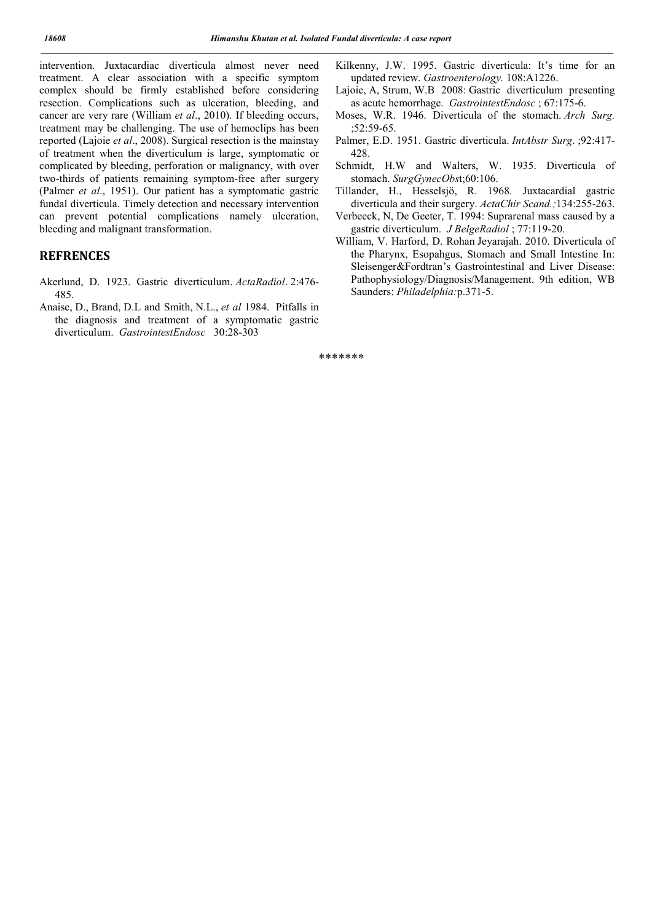intervention. Juxtacardiac diverticula almost never need treatment. A clear association with a specific symptom complex should be firmly established before considering resection. Complications such as ulceration, bleeding, and cancer are very rare (William *et al*., 2010). If bleeding occurs, treatment may be challenging. The use of hemoclips has been reported (Lajoie *et al*., 2008). Surgical resection is the mainstay of treatment when the diverticulum is large, symptomatic or complicated by bleeding, perforation or malignancy, with over two-thirds of patients remaining symptom-free after surgery (Palmer *et al*., 1951). Our patient has a symptomatic gastric fundal diverticula. Timely detection and necessary intervention can prevent potential complications namely ulceration, bleeding and malignant transformation.

## REFRENCES

Akerlund, D. 1923. Gastric diverticulum. *ActaRadiol*. 2:476-485.

Anaise, D., Brand, D.L and Smith, N.L., *et al* 1984. Pitfalls in the diagnosis and treatment of a symptomatic gastric diverticulum. *GastrointestEndosc* 30:28-303

Kilkenny, J.W. 1995. Gastric diverticula: It's time for an updated review. *Gastroenterology.* 108:A1226.

Lajoie, A, Strum, W.B 2008: Gastric diverticulum presenting as acute hemorrhage. *GastrointestEndosc* ; 67:175-6.

Moses, W.R. 1946. Diverticula of the stomach. *Arch Surg.* ;52:59-65.

Palmer, E.D. 1951. Gastric diverticula. *IntAbstr Surg*. ;92:417-428.

Schmidt, H.W and Walters, W. 1935. Diverticula of stomach. *SurgGynecObs*t;60:106.

Tillander, H., Hesselsjö, R. 1968. Juxtacardial gastric diverticula and their surgery. *ActaChir Scand.;*134:255-263.

Verbeeck, N, De Geeter, T. 1994: Suprarenal mass caused by a gastric diverticulum. *J BelgeRadiol* ; 77:119-20.

William, V. Harford, D. Rohan Jeyarajah. 2010. Diverticula of the Pharynx, Esopahgus, Stomach and Small Intestine In: Sleisenger&Fordtran's Gastrointestinal and Liver Disease: Pathophysiology/Diagnosis/Management. 9th edition, WB Saunders: *Philadelphia:*p.371-5.

*******